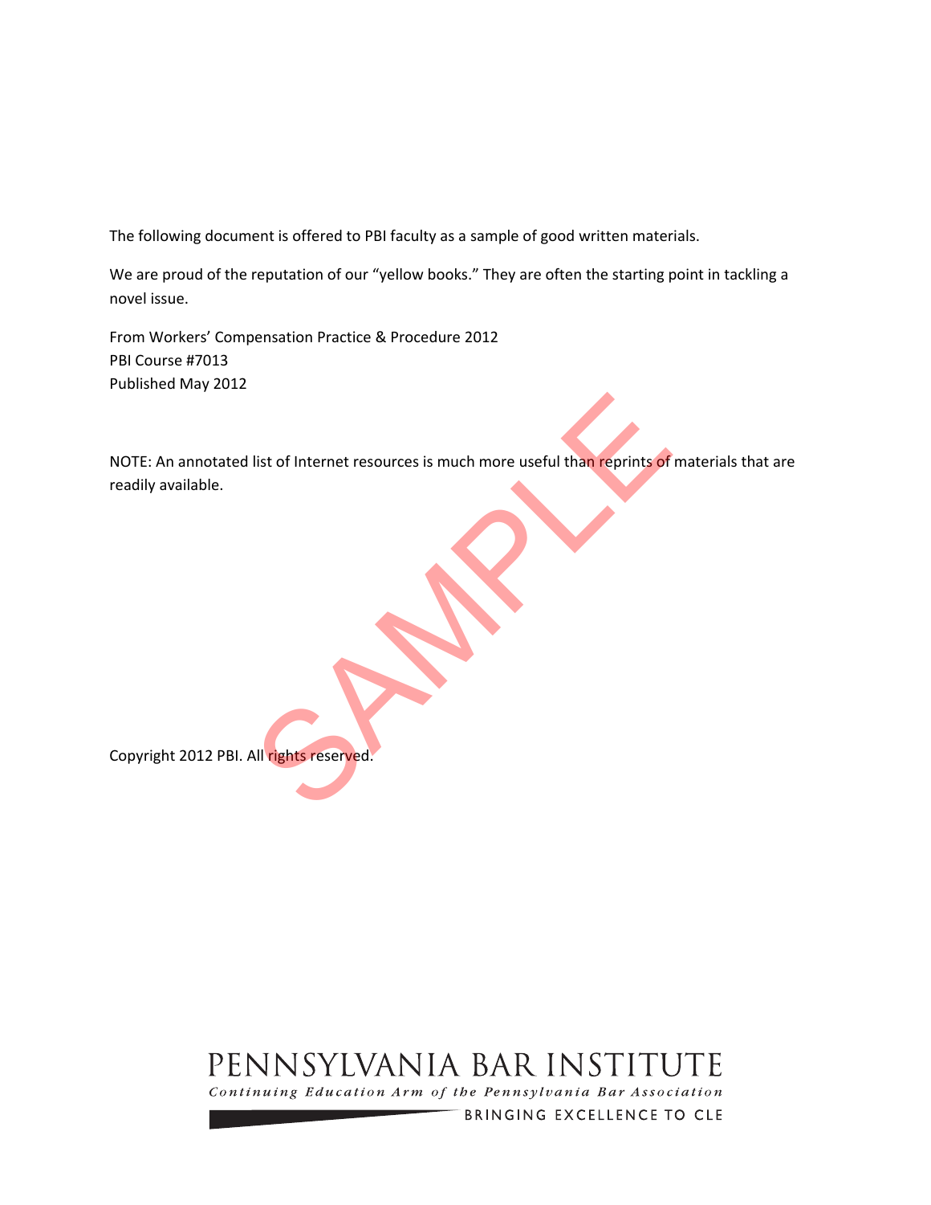The following document is offered to PBI faculty as a sample of good written materials.

We are proud of the reputation of our "yellow books." They are often the starting point in tackling a novel issue.

From Workers' Compensation Practice & Procedure 2012
PBI Course #7013
Published May 2012

NOTE: An annotated list of Internet resources is much more useful than reprints of materials that are readily available.

SAMPLE

Copyright 2012 PBI. All rights reserved.

PENNSYLVANIA BAR INSTITUTE

*Continuing Education Arm of the Pennsylvania Bar Association*

BRINGING EXCELLENCE TO CLE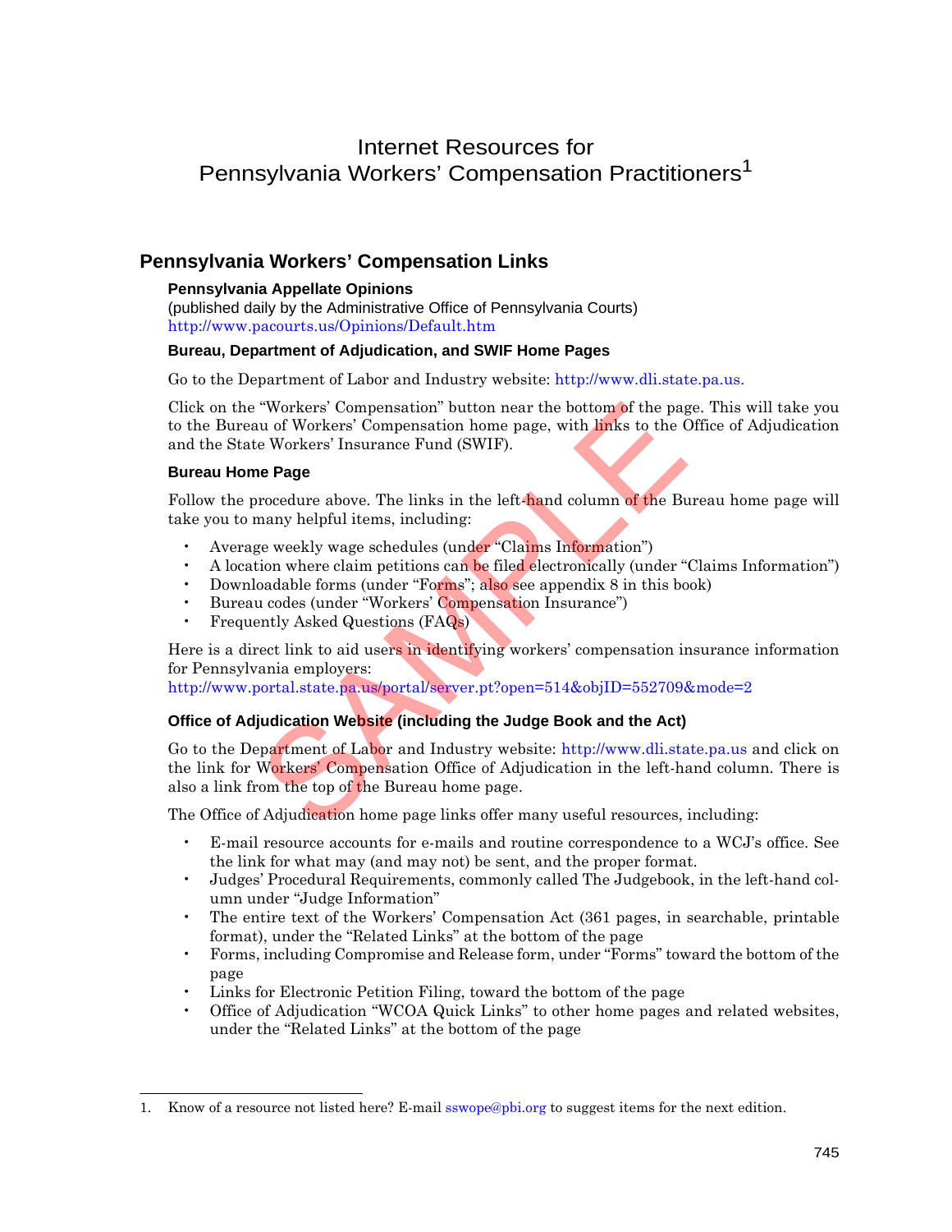# Internet Resources for Pennsylvania Workers' Compensation Practitioners[1]

## Pennsylvania Workers' Compensation Links

### Pennsylvania Appellate Opinions

(published daily by the Administrative Office of Pennsylvania Courts)
http://www.pacourts.us/Opinions/Default.htm

### Bureau, Department of Adjudication, and SWIF Home Pages

Go to the Department of Labor and Industry website: http://www.dli.state.pa.us.

Click on the "Workers' Compensation" button near the bottom of the page. This will take you to the Bureau of Workers' Compensation home page, with links to the Office of Adjudication and the State Workers' Insurance Fund (SWIF).

### Bureau Home Page

Follow the procedure above. The links in the left-hand column of the Bureau home page will take you to many helpful items, including:

- Average weekly wage schedules (under "Claims Information")
- A location where claim petitions can be filed electronically (under "Claims Information")
- Downloadable forms (under "Forms"; also see appendix 8 in this book)
- Bureau codes (under "Workers' Compensation Insurance")
- Frequently Asked Questions (FAQs)

Here is a direct link to aid users in identifying workers' compensation insurance information for Pennsylvania employers:
http://www.portal.state.pa.us/portal/server.pt?open=514&objID=552709&mode=2

### Office of Adjudication Website (including the Judge Book and the Act)

Go to the Department of Labor and Industry website: http://www.dli.state.pa.us and click on the link for Workers' Compensation Office of Adjudication in the left-hand column. There is also a link from the top of the Bureau home page.

The Office of Adjudication home page links offer many useful resources, including:

- E-mail resource accounts for e-mails and routine correspondence to a WCJ's office. See the link for what may (and may not) be sent, and the proper format.
- Judges' Procedural Requirements, commonly called The Judgebook, in the left-hand column under "Judge Information"
- The entire text of the Workers' Compensation Act (361 pages, in searchable, printable format), under the "Related Links" at the bottom of the page
- Forms, including Compromise and Release form, under "Forms" toward the bottom of the page
- Links for Electronic Petition Filing, toward the bottom of the page
- Office of Adjudication "WCOA Quick Links" to other home pages and related websites, under the "Related Links" at the bottom of the page

---

1. Know of a resource not listed here? E-mail sswope@pbi.org to suggest items for the next edition.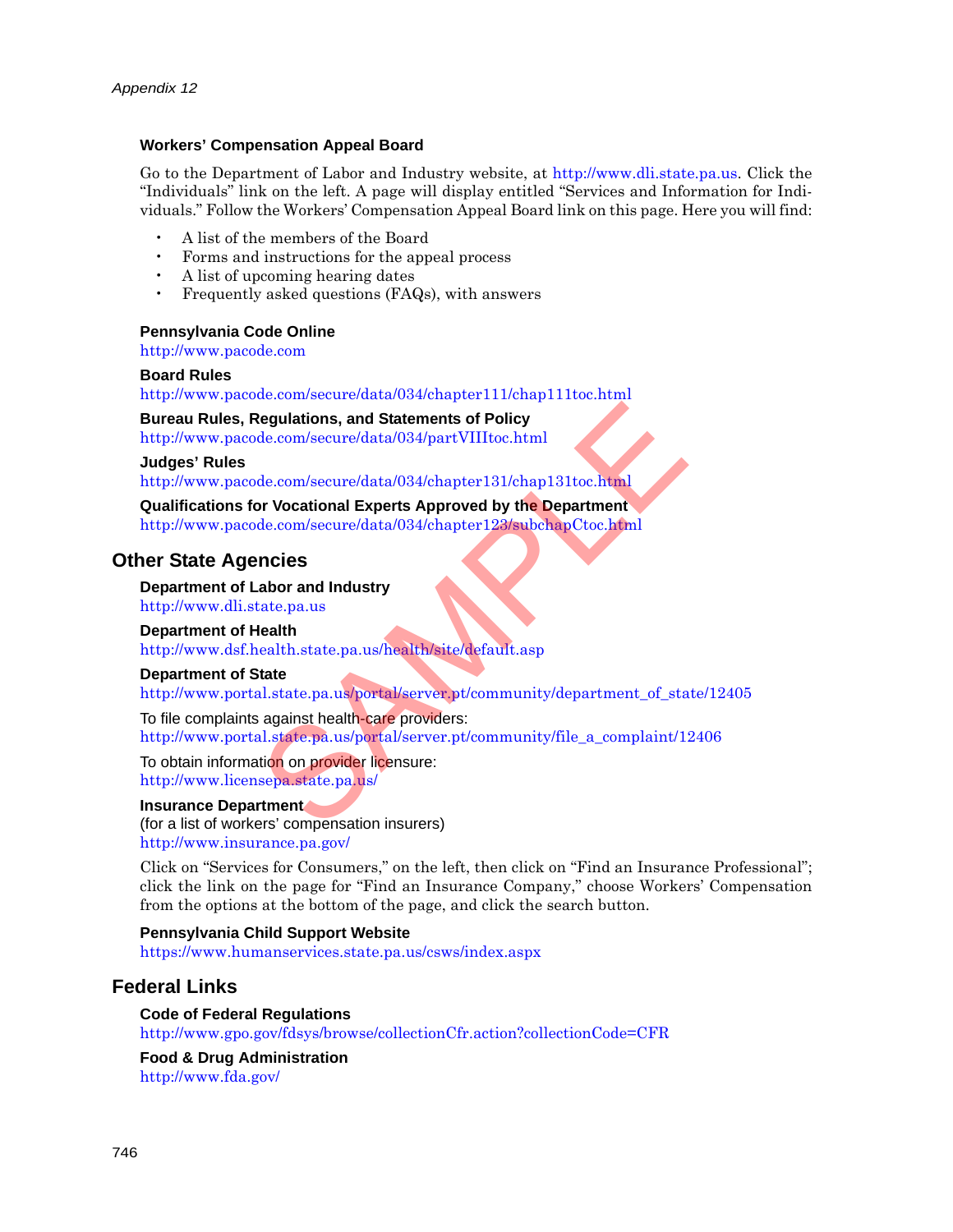### Workers' Compensation Appeal Board

Go to the Department of Labor and Industry website, at http://www.dli.state.pa.us. Click the "Individuals" link on the left. A page will display entitled "Services and Information for Individuals." Follow the Workers' Compensation Appeal Board link on this page. Here you will find:

- A list of the members of the Board
- Forms and instructions for the appeal process
- A list of upcoming hearing dates
- Frequently asked questions (FAQs), with answers

### Pennsylvania Code Online

http://www.pacode.com

### Board Rules

http://www.pacode.com/secure/data/034/chapter111/chap111toc.html

### Bureau Rules, Regulations, and Statements of Policy

http://www.pacode.com/secure/data/034/partVIIItoc.html

### Judges' Rules

http://www.pacode.com/secure/data/034/chapter131/chap131toc.html

### Qualifications for Vocational Experts Approved by the Department

http://www.pacode.com/secure/data/034/chapter123/subchapCtoc.html

## Other State Agencies

### Department of Labor and Industry

http://www.dli.state.pa.us

### Department of Health

http://www.dsf.health.state.pa.us/health/site/default.asp

### Department of State

http://www.portal.state.pa.us/portal/server.pt/community/department_of_state/12405

To file complaints against health-care providers:
http://www.portal.state.pa.us/portal/server.pt/community/file_a_complaint/12406

To obtain information on provider licensure:
http://www.licensepa.state.pa.us/

### Insurance Department

(for a list of workers' compensation insurers)
http://www.insurance.pa.gov/

Click on "Services for Consumers," on the left, then click on "Find an Insurance Professional"; click the link on the page for "Find an Insurance Company," choose Workers' Compensation from the options at the bottom of the page, and click the search button.

### Pennsylvania Child Support Website

https://www.humanservices.state.pa.us/csws/index.aspx

## Federal Links

### Code of Federal Regulations

http://www.gpo.gov/fdsys/browse/collectionCfr.action?collectionCode=CFR

### Food & Drug Administration

http://www.fda.gov/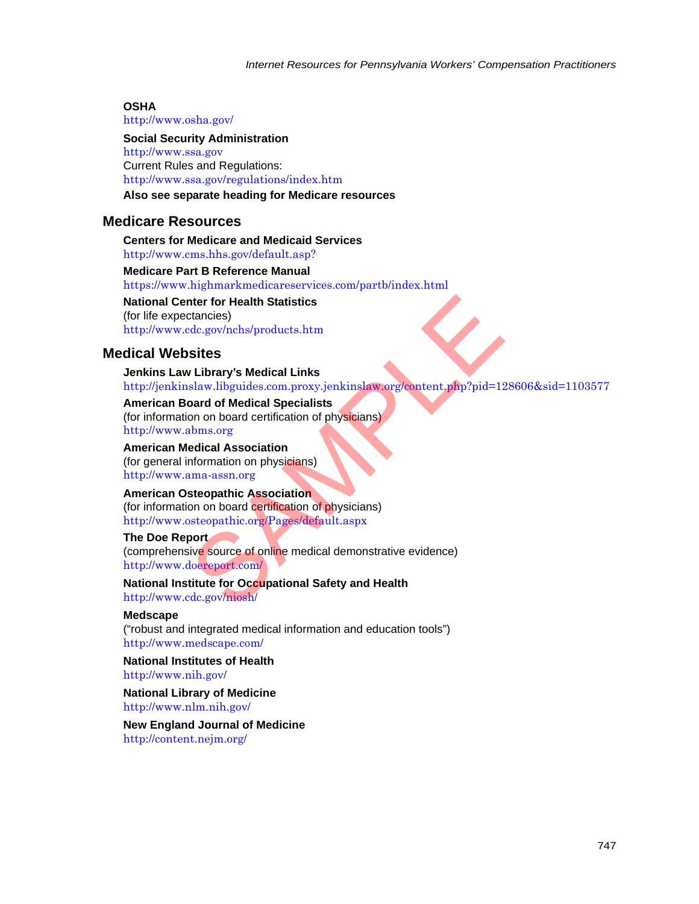**OSHA**
http://www.osha.gov/

**Social Security Administration**
http://www.ssa.gov
Current Rules and Regulations:
http://www.ssa.gov/regulations/index.htm

**Also see separate heading for Medicare resources**

## Medicare Resources

**Centers for Medicare and Medicaid Services**
http://www.cms.hhs.gov/default.asp?

**Medicare Part B Reference Manual**
https://www.highmarkmedicareservices.com/partb/index.html

**National Center for Health Statistics**
(for life expectancies)
http://www.cdc.gov/nchs/products.htm

## Medical Websites

**Jenkins Law Library's Medical Links**
http://jenkinslaw.libguides.com.proxy.jenkinslaw.org/content.php?pid=128606&sid=1103577

**American Board of Medical Specialists**
(for information on board certification of physicians)
http://www.abms.org

**American Medical Association**
(for general information on physicians)
http://www.ama-assn.org

**American Osteopathic Association**
(for information on board certification of physicians)
http://www.osteopathic.org/Pages/default.aspx

**The Doe Report**
(comprehensive source of online medical demonstrative evidence)
http://www.doereport.com/

**National Institute for Occupational Safety and Health**
http://www.cdc.gov/niosh/

**Medscape**
("robust and integrated medical information and education tools")
http://www.medscape.com/

**National Institutes of Health**
http://www.nih.gov/

**National Library of Medicine**
http://www.nlm.nih.gov/

**New England Journal of Medicine**
http://content.nejm.org/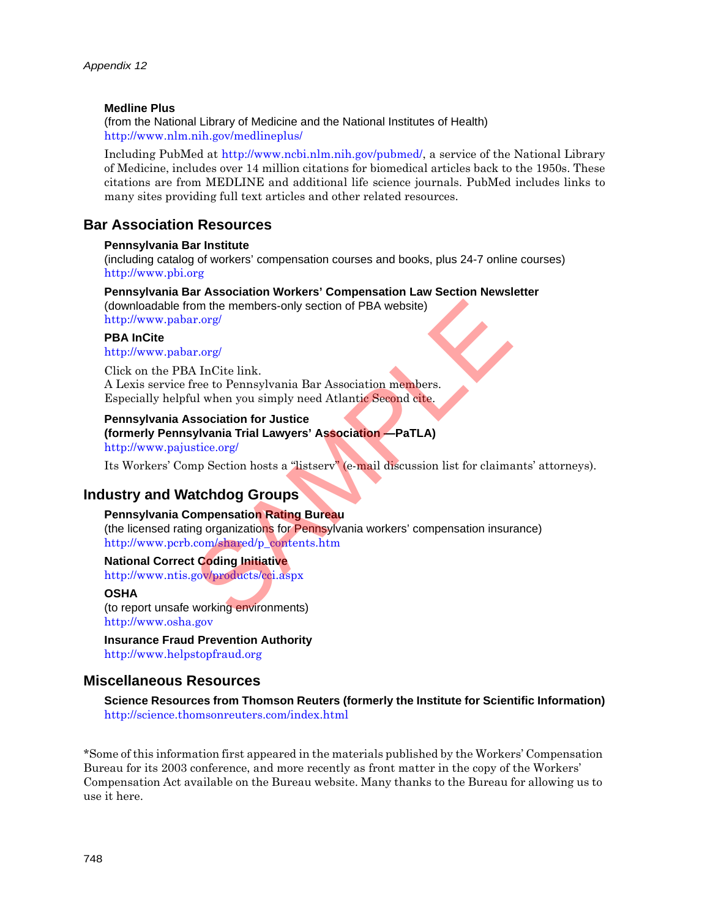**Medline Plus**
(from the National Library of Medicine and the National Institutes of Health)
http://www.nlm.nih.gov/medlineplus/

Including PubMed at http://www.ncbi.nlm.nih.gov/pubmed/, a service of the National Library of Medicine, includes over 14 million citations for biomedical articles back to the 1950s. These citations are from MEDLINE and additional life science journals. PubMed includes links to many sites providing full text articles and other related resources.

## Bar Association Resources

**Pennsylvania Bar Institute**
(including catalog of workers' compensation courses and books, plus 24-7 online courses)
http://www.pbi.org

**Pennsylvania Bar Association Workers' Compensation Law Section Newsletter**
(downloadable from the members-only section of PBA website)
http://www.pabar.org/

**PBA InCite**
http://www.pabar.org/

Click on the PBA InCite link.
A Lexis service free to Pennsylvania Bar Association members.
Especially helpful when you simply need Atlantic Second cite.

**Pennsylvania Association for Justice**
**(formerly Pennsylvania Trial Lawyers' Association —PaTLA)**
http://www.pajustice.org/

Its Workers' Comp Section hosts a "listserv" (e-mail discussion list for claimants' attorneys).

## Industry and Watchdog Groups

**Pennsylvania Compensation Rating Bureau**
(the licensed rating organizations for Pennsylvania workers' compensation insurance)
http://www.pcrb.com/shared/p_contents.htm

**National Correct Coding Initiative**
http://www.ntis.gov/products/cci.aspx

**OSHA**
(to report unsafe working environments)
http://www.osha.gov

**Insurance Fraud Prevention Authority**
http://www.helpstopfraud.org

## Miscellaneous Resources

**Science Resources from Thomson Reuters (formerly the Institute for Scientific Information)**
http://science.thomsonreuters.com/index.html

*Some of this information first appeared in the materials published by the Workers' Compensation Bureau for its 2003 conference, and more recently as front matter in the copy of the Workers' Compensation Act available on the Bureau website. Many thanks to the Bureau for allowing us to use it here.